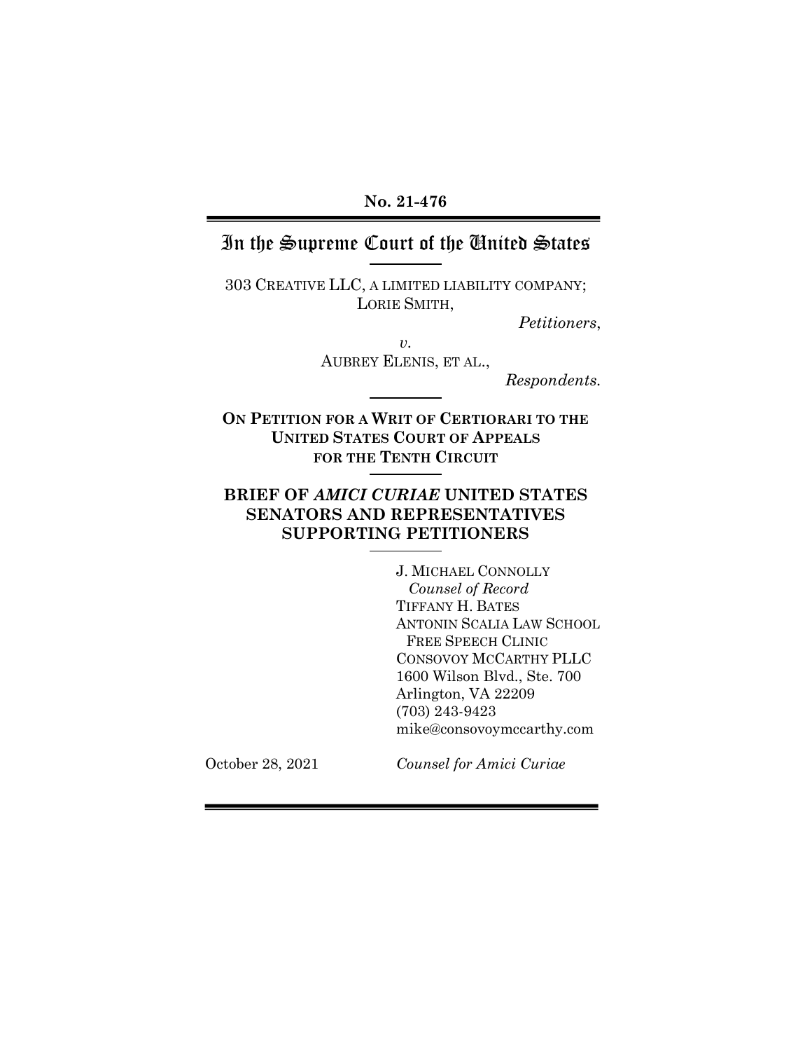**No. 21-476**

# In the Supreme Court of the United States

303 CREATIVE LLC, A LIMITED LIABILITY COMPANY; LORIE SMITH,

*Petitioners*,

*v.*

AUBREY ELENIS, ET AL.,

*Respondents.*

**ON PETITION FOR A WRIT OF CERTIORARI TO THE UNITED STATES COURT OF APPEALS FOR THE TENTH CIRCUIT**

**BRIEF OF *AMICI CURIAE* UNITED STATES SENATORS AND REPRESENTATIVES SUPPORTING PETITIONERS**

J. MICHAEL CONNOLLY
*Counsel of Record*
TIFFANY H. BATES
ANTONIN SCALIA LAW SCHOOL
FREE SPEECH CLINIC
CONSOVOY MCCARTHY PLLC
1600 Wilson Blvd., Ste. 700
Arlington, VA 22209
(703) 243-9423
mike@consovoymccarthy.com

October 28, 2021

*Counsel for Amici Curiae*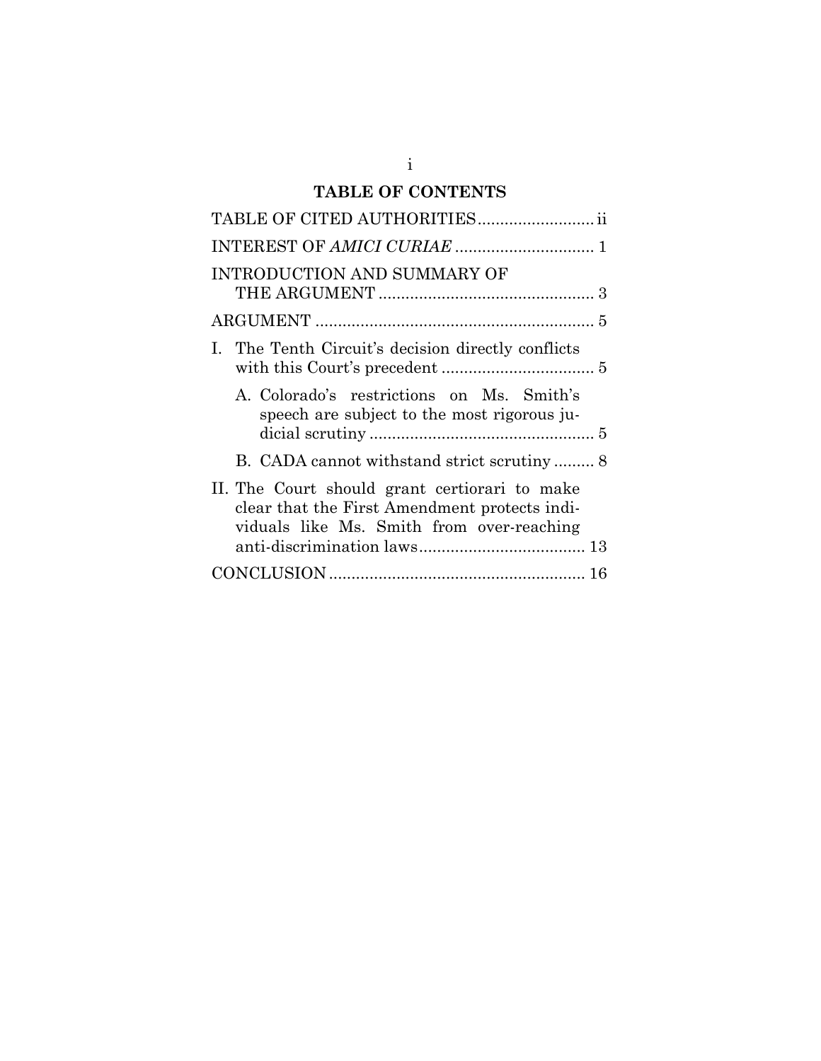## TABLE OF CONTENTS

TABLE OF CITED AUTHORITIES .......................... ii

INTEREST OF *AMICI CURIAE* ............................... 1

INTRODUCTION AND SUMMARY OF THE ARGUMENT ................................................ 3

ARGUMENT .............................................................. 5

I. The Tenth Circuit's decision directly conflicts with this Court's precedent .................................. 5

   A. Colorado's restrictions on Ms. Smith's speech are subject to the most rigorous judicial scrutiny .................................................. 5

   B. CADA cannot withstand strict scrutiny ......... 8

II. The Court should grant certiorari to make clear that the First Amendment protects individuals like Ms. Smith from over-reaching anti-discrimination laws..................................... 13

CONCLUSION ......................................................... 16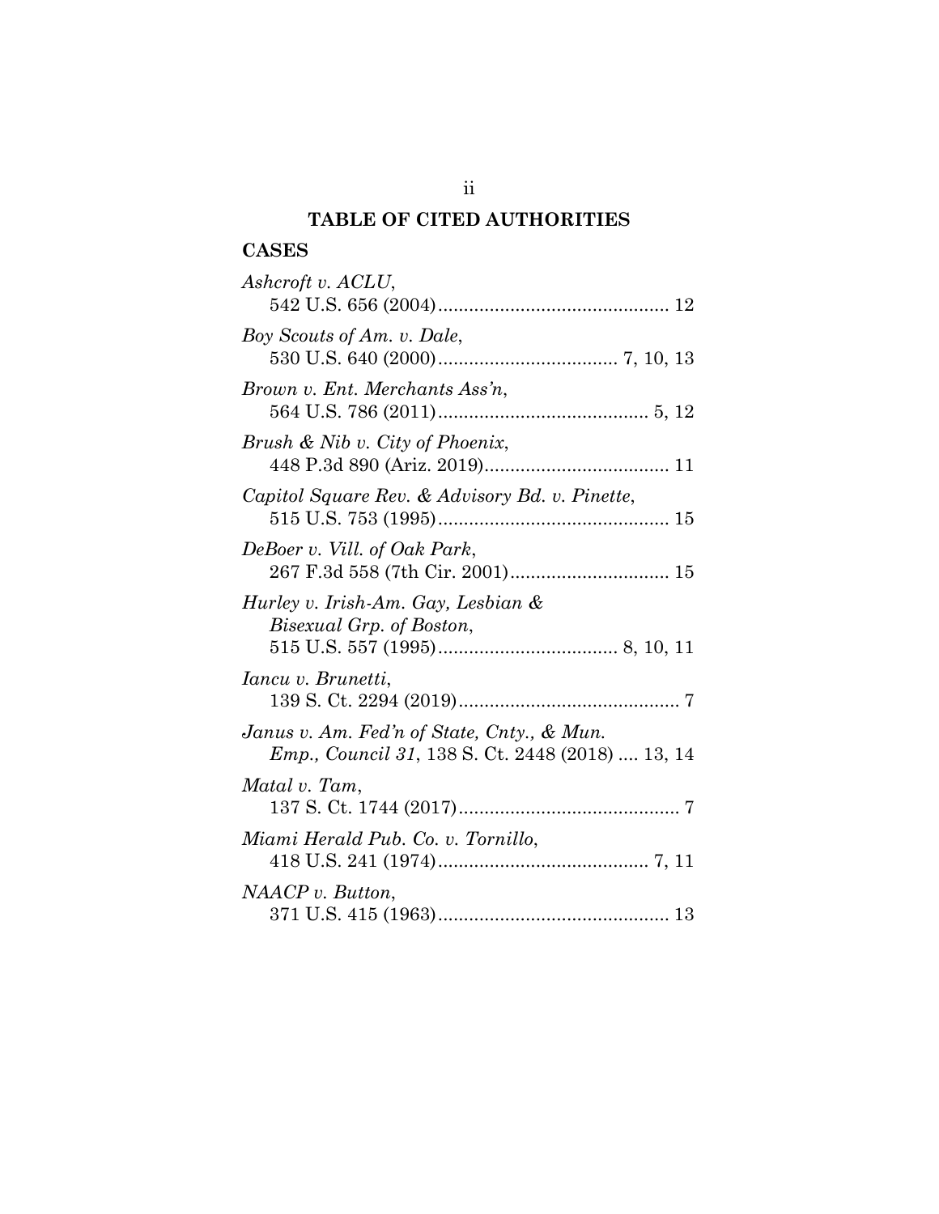# TABLE OF CITED AUTHORITIES

## CASES

*Ashcroft v. ACLU*,
542 U.S. 656 (2004)............................................. 12

*Boy Scouts of Am. v. Dale*,
530 U.S. 640 (2000)................................... 7, 10, 13

*Brown v. Ent. Merchants Ass'n*,
564 U.S. 786 (2011)......................................... 5, 12

*Brush & Nib v. City of Phoenix*,
448 P.3d 890 (Ariz. 2019).................................... 11

*Capitol Square Rev. & Advisory Bd. v. Pinette*,
515 U.S. 753 (1995)............................................. 15

*DeBoer v. Vill. of Oak Park*,
267 F.3d 558 (7th Cir. 2001)............................... 15

*Hurley v. Irish-Am. Gay, Lesbian & Bisexual Grp. of Boston*,
515 U.S. 557 (1995)................................... 8, 10, 11

*Iancu v. Brunetti*,
139 S. Ct. 2294 (2019)........................................... 7

*Janus v. Am. Fed'n of State, Cnty., & Mun. Emp., Council 31*, 138 S. Ct. 2448 (2018) .... 13, 14

*Matal v. Tam*,
137 S. Ct. 1744 (2017)........................................... 7

*Miami Herald Pub. Co. v. Tornillo*,
418 U.S. 241 (1974)......................................... 7, 11

*NAACP v. Button*,
371 U.S. 415 (1963)............................................. 13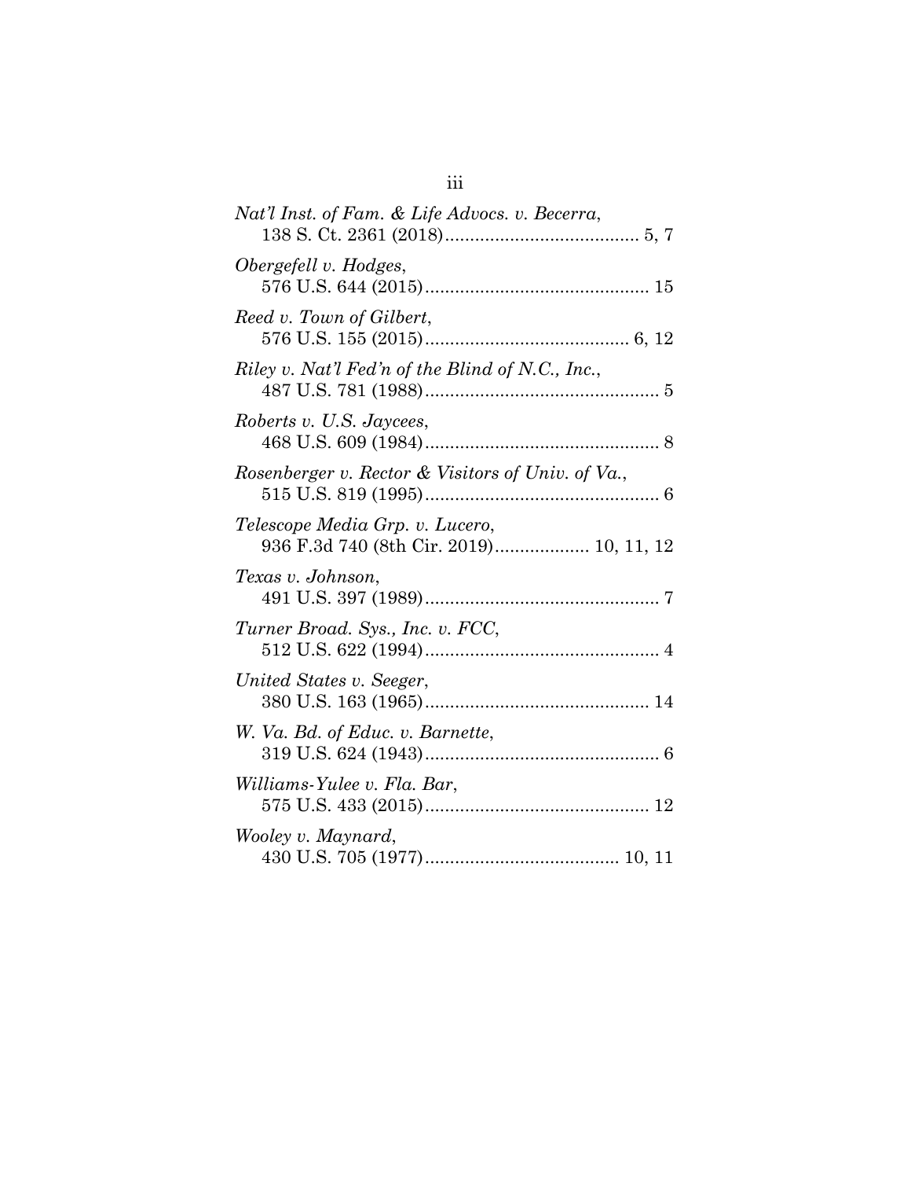*Nat'l Inst. of Fam. & Life Advocs. v. Becerra*,
138 S. Ct. 2361 (2018)....................................... 5, 7

*Obergefell v. Hodges*,
576 U.S. 644 (2015)............................................. 15

*Reed v. Town of Gilbert*,
576 U.S. 155 (2015)......................................... 6, 12

*Riley v. Nat'l Fed'n of the Blind of N.C., Inc.*,
487 U.S. 781 (1988)............................................... 5

*Roberts v. U.S. Jaycees*,
468 U.S. 609 (1984)............................................... 8

*Rosenberger v. Rector & Visitors of Univ. of Va.*,
515 U.S. 819 (1995)............................................... 6

*Telescope Media Grp. v. Lucero*,
936 F.3d 740 (8th Cir. 2019)................... 10, 11, 12

*Texas v. Johnson*,
491 U.S. 397 (1989)............................................... 7

*Turner Broad. Sys., Inc. v. FCC*,
512 U.S. 622 (1994)............................................... 4

*United States v. Seeger*,
380 U.S. 163 (1965)............................................. 14

*W. Va. Bd. of Educ. v. Barnette*,
319 U.S. 624 (1943)............................................... 6

*Williams-Yulee v. Fla. Bar*,
575 U.S. 433 (2015)............................................. 12

*Wooley v. Maynard*,
430 U.S. 705 (1977)....................................... 10, 11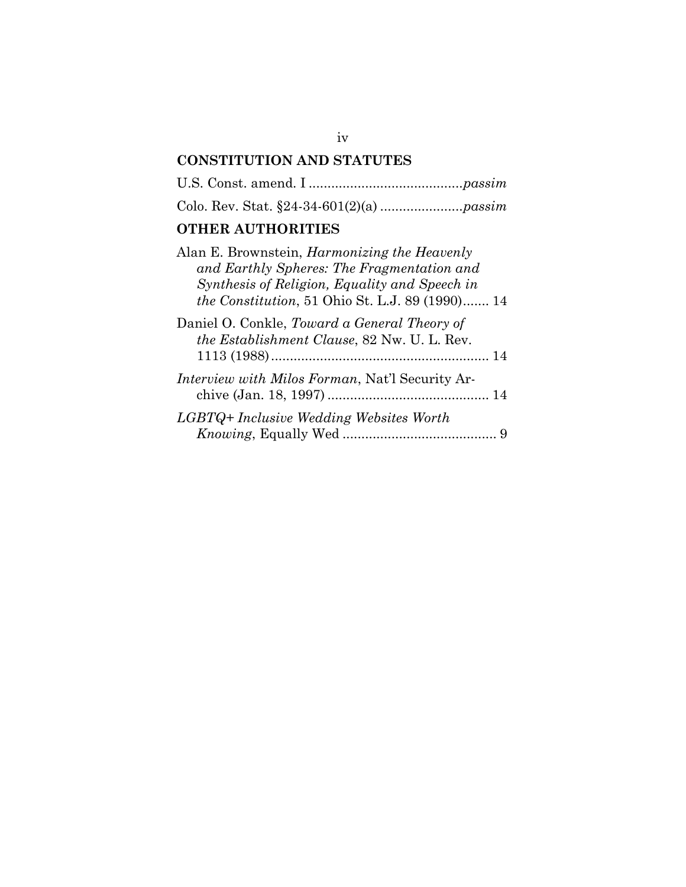## CONSTITUTION AND STATUTES

U.S. Const. amend. I ........................................*passim*

Colo. Rev. Stat. §24-34-601(2)(a) .....................*passim*

## OTHER AUTHORITIES

Alan E. Brownstein, *Harmonizing the Heavenly and Earthly Spheres: The Fragmentation and Synthesis of Religion, Equality and Speech in the Constitution*, 51 Ohio St. L.J. 89 (1990)....... 14

Daniel O. Conkle, *Toward a General Theory of the Establishment Clause*, 82 Nw. U. L. Rev. 1113 (1988)......................................................... 14

*Interview with Milos Forman*, Nat'l Security Archive (Jan. 18, 1997) .......................................... 14

*LGBTQ+ Inclusive Wedding Websites Worth Knowing*, Equally Wed ........................................ 9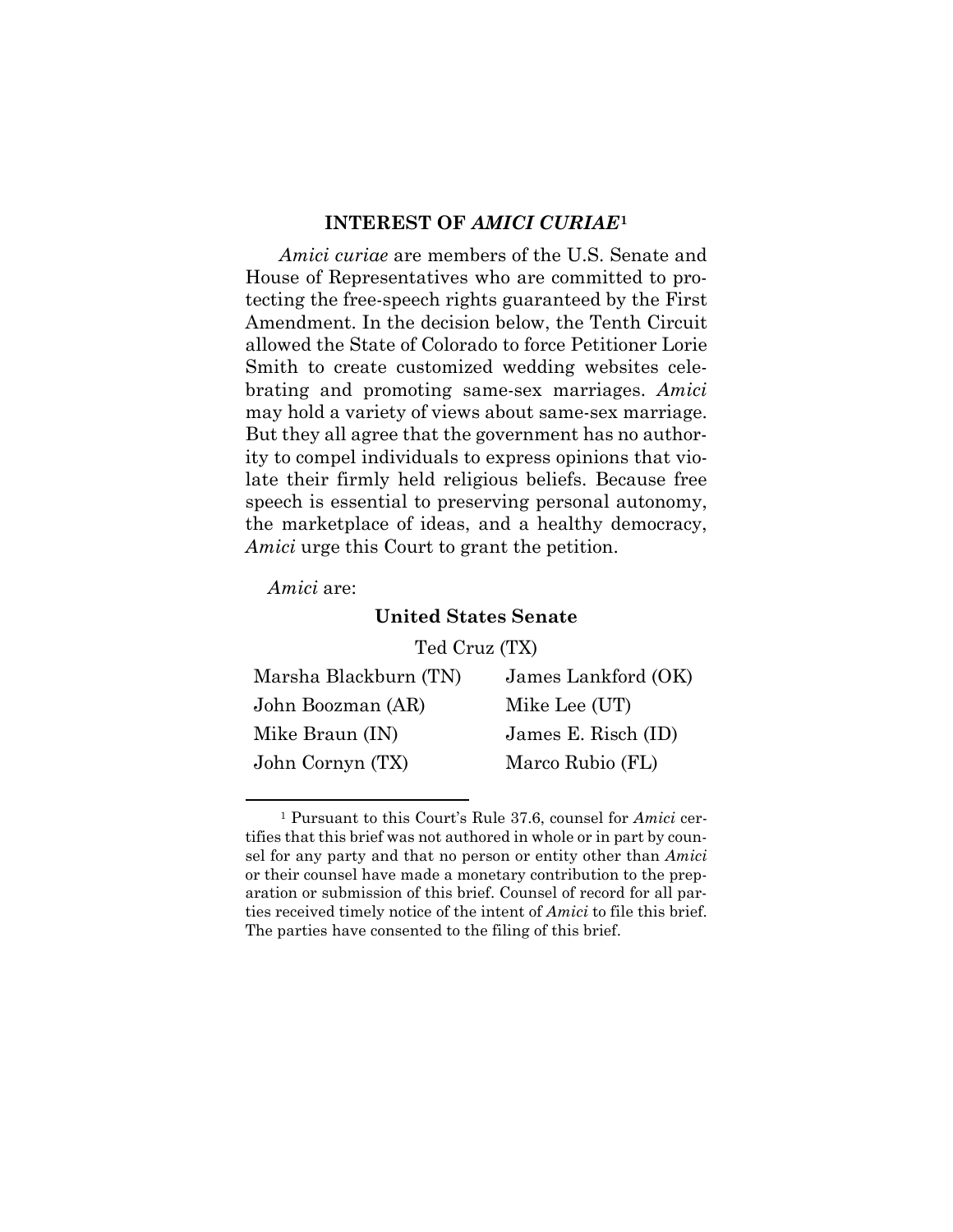## INTEREST OF *AMICI CURIAE*[1]

*Amici curiae* are members of the U.S. Senate and House of Representatives who are committed to protecting the free-speech rights guaranteed by the First Amendment. In the decision below, the Tenth Circuit allowed the State of Colorado to force Petitioner Lorie Smith to create customized wedding websites celebrating and promoting same-sex marriages. *Amici* may hold a variety of views about same-sex marriage. But they all agree that the government has no authority to compel individuals to express opinions that violate their firmly held religious beliefs. Because free speech is essential to preserving personal autonomy, the marketplace of ideas, and a healthy democracy, *Amici* urge this Court to grant the petition.

*Amici* are:

**United States Senate**

Ted Cruz (TX)

| | |
|---|---|
| Marsha Blackburn (TN) | James Lankford (OK) |
| John Boozman (AR) | Mike Lee (UT) |
| Mike Braun (IN) | James E. Risch (ID) |
| John Cornyn (TX) | Marco Rubio (FL) |

[1] Pursuant to this Court's Rule 37.6, counsel for *Amici* certifies that this brief was not authored in whole or in part by counsel for any party and that no person or entity other than *Amici* or their counsel have made a monetary contribution to the preparation or submission of this brief. Counsel of record for all parties received timely notice of the intent of *Amici* to file this brief. The parties have consented to the filing of this brief.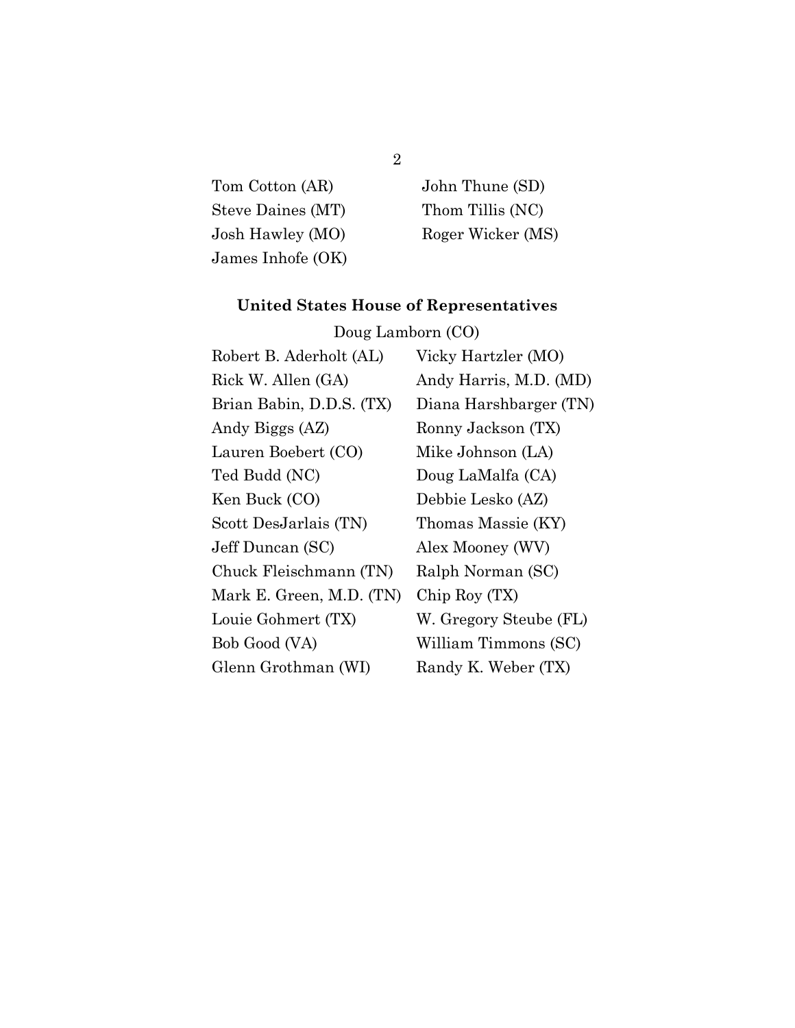Tom Cotton (AR)
Steve Daines (MT)
Josh Hawley (MO)
James Inhofe (OK)
John Thune (SD)
Thom Tillis (NC)
Roger Wicker (MS)

**United States House of Representatives**

Doug Lamborn (CO)

Robert B. Aderholt (AL)
Rick W. Allen (GA)
Brian Babin, D.D.S. (TX)
Andy Biggs (AZ)
Lauren Boebert (CO)
Ted Budd (NC)
Ken Buck (CO)
Scott DesJarlais (TN)
Jeff Duncan (SC)
Chuck Fleischmann (TN)
Mark E. Green, M.D. (TN)
Louie Gohmert (TX)
Bob Good (VA)
Glenn Grothman (WI)
Vicky Hartzler (MO)
Andy Harris, M.D. (MD)
Diana Harshbarger (TN)
Ronny Jackson (TX)
Mike Johnson (LA)
Doug LaMalfa (CA)
Debbie Lesko (AZ)
Thomas Massie (KY)
Alex Mooney (WV)
Ralph Norman (SC)
Chip Roy (TX)
W. Gregory Steube (FL)
William Timmons (SC)
Randy K. Weber (TX)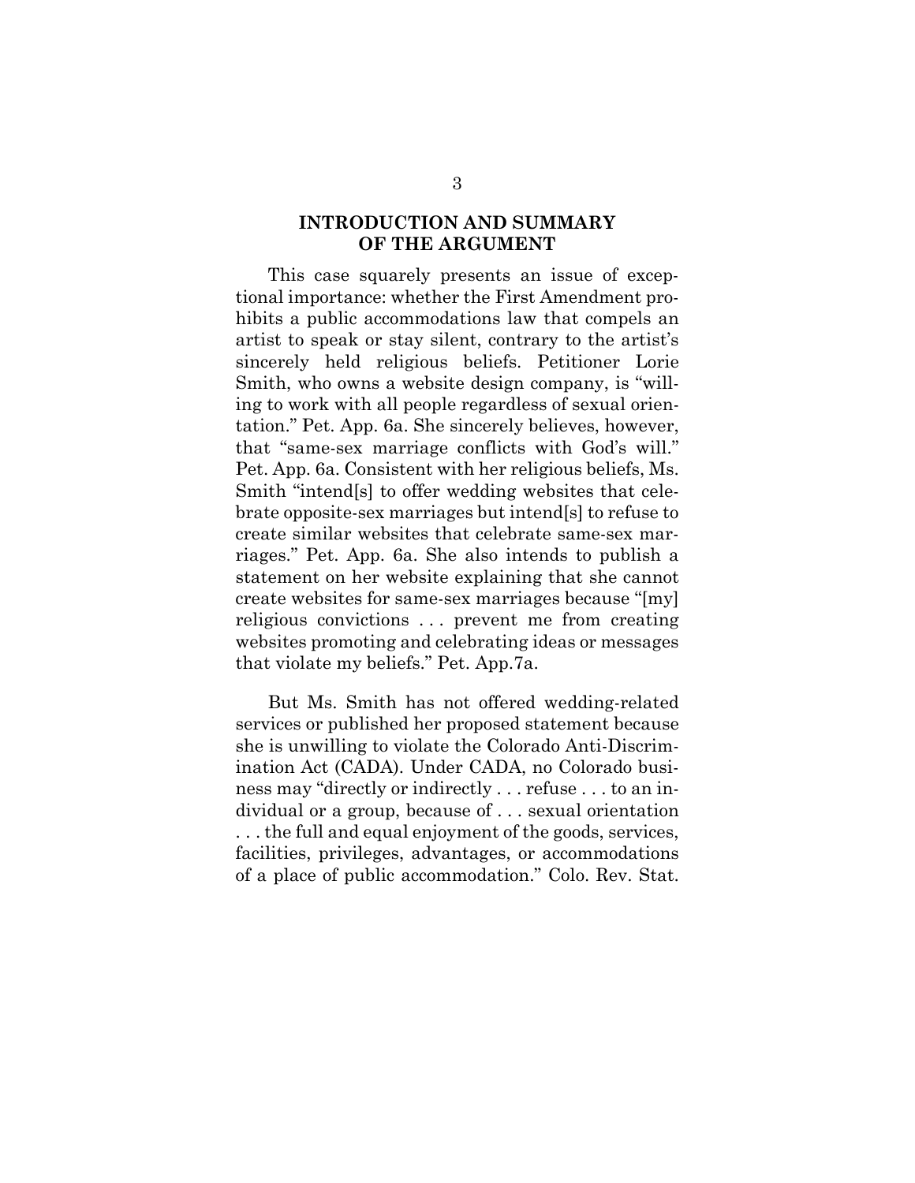## INTRODUCTION AND SUMMARY OF THE ARGUMENT

This case squarely presents an issue of exceptional importance: whether the First Amendment prohibits a public accommodations law that compels an artist to speak or stay silent, contrary to the artist's sincerely held religious beliefs. Petitioner Lorie Smith, who owns a website design company, is "willing to work with all people regardless of sexual orientation." Pet. App. 6a. She sincerely believes, however, that "same-sex marriage conflicts with God's will." Pet. App. 6a. Consistent with her religious beliefs, Ms. Smith "intend[s] to offer wedding websites that celebrate opposite-sex marriages but intend[s] to refuse to create similar websites that celebrate same-sex marriages." Pet. App. 6a. She also intends to publish a statement on her website explaining that she cannot create websites for same-sex marriages because "[my] religious convictions . . . prevent me from creating websites promoting and celebrating ideas or messages that violate my beliefs." Pet. App.7a.

But Ms. Smith has not offered wedding-related services or published her proposed statement because she is unwilling to violate the Colorado Anti-Discrimination Act (CADA). Under CADA, no Colorado business may "directly or indirectly . . . refuse . . . to an individual or a group, because of . . . sexual orientation . . . the full and equal enjoyment of the goods, services, facilities, privileges, advantages, or accommodations of a place of public accommodation." Colo. Rev. Stat.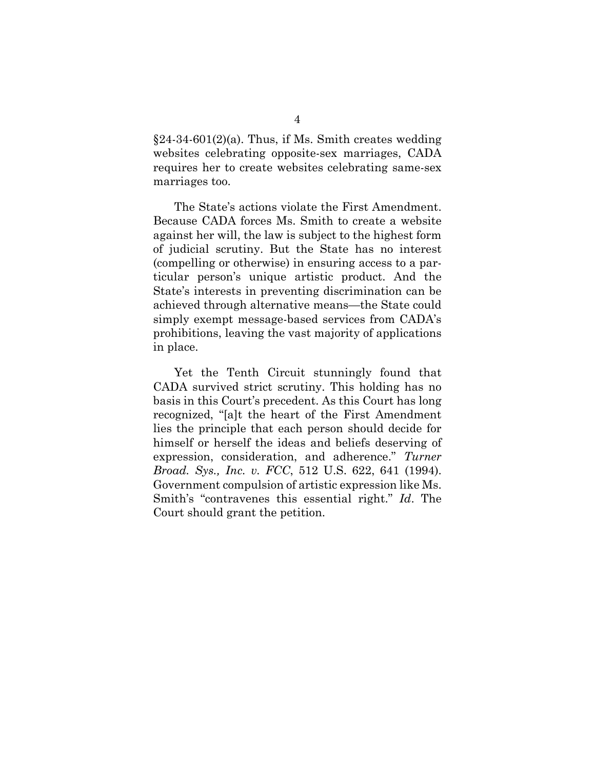§24-34-601(2)(a). Thus, if Ms. Smith creates wedding websites celebrating opposite-sex marriages, CADA requires her to create websites celebrating same-sex marriages too.

The State's actions violate the First Amendment. Because CADA forces Ms. Smith to create a website against her will, the law is subject to the highest form of judicial scrutiny. But the State has no interest (compelling or otherwise) in ensuring access to a particular person's unique artistic product. And the State's interests in preventing discrimination can be achieved through alternative means—the State could simply exempt message-based services from CADA's prohibitions, leaving the vast majority of applications in place.

Yet the Tenth Circuit stunningly found that CADA survived strict scrutiny. This holding has no basis in this Court's precedent. As this Court has long recognized, "[a]t the heart of the First Amendment lies the principle that each person should decide for himself or herself the ideas and beliefs deserving of expression, consideration, and adherence." *Turner Broad. Sys., Inc. v. FCC*, 512 U.S. 622, 641 (1994). Government compulsion of artistic expression like Ms. Smith's "contravenes this essential right." *Id*. The Court should grant the petition.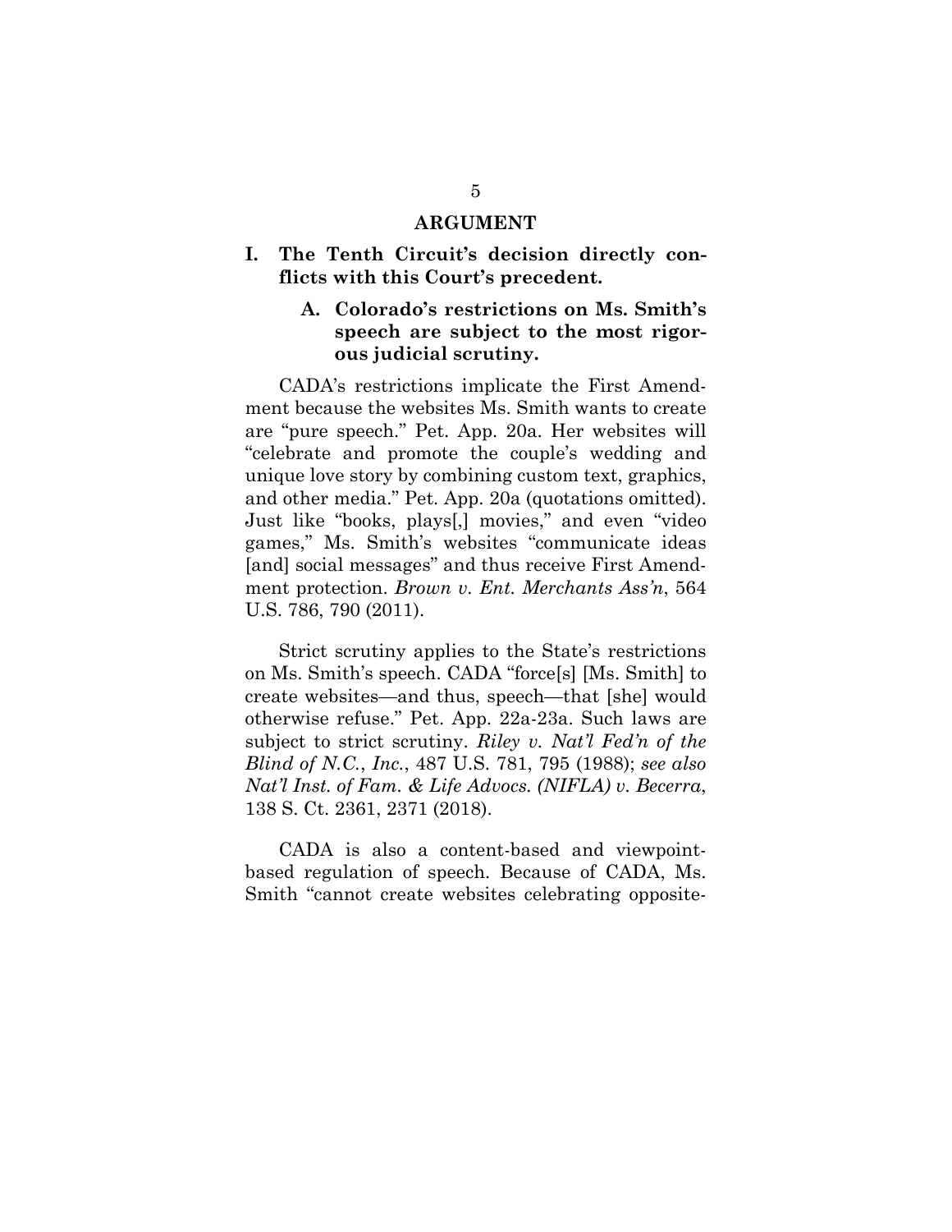## ARGUMENT

### I. The Tenth Circuit's decision directly conflicts with this Court's precedent.

#### A. Colorado's restrictions on Ms. Smith's speech are subject to the most rigorous judicial scrutiny.

CADA's restrictions implicate the First Amendment because the websites Ms. Smith wants to create are "pure speech." Pet. App. 20a. Her websites will "celebrate and promote the couple's wedding and unique love story by combining custom text, graphics, and other media." Pet. App. 20a (quotations omitted). Just like "books, plays[,] movies," and even "video games," Ms. Smith's websites "communicate ideas [and] social messages" and thus receive First Amendment protection. *Brown v. Ent. Merchants Ass'n*, 564 U.S. 786, 790 (2011).

Strict scrutiny applies to the State's restrictions on Ms. Smith's speech. CADA "force[s] [Ms. Smith] to create websites—and thus, speech—that [she] would otherwise refuse." Pet. App. 22a-23a. Such laws are subject to strict scrutiny. *Riley v. Nat'l Fed'n of the Blind of N.C., Inc.*, 487 U.S. 781, 795 (1988); *see also Nat'l Inst. of Fam. & Life Advocs. (NIFLA) v. Becerra*, 138 S. Ct. 2361, 2371 (2018).

CADA is also a content-based and viewpoint-based regulation of speech. Because of CADA, Ms. Smith "cannot create websites celebrating opposite-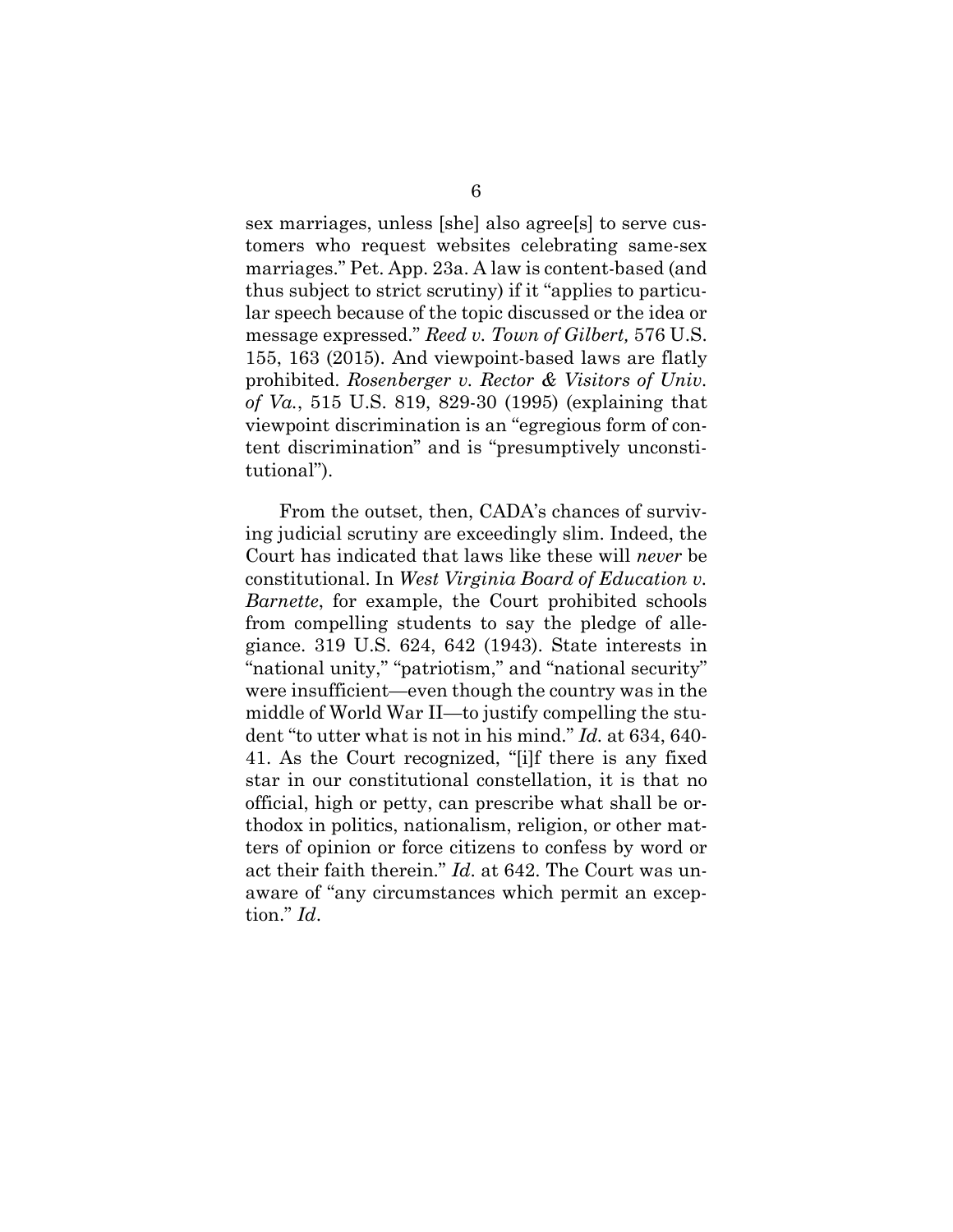sex marriages, unless [she] also agree[s] to serve customers who request websites celebrating same-sex marriages." Pet. App. 23a. A law is content-based (and thus subject to strict scrutiny) if it "applies to particular speech because of the topic discussed or the idea or message expressed." *Reed v. Town of Gilbert,* 576 U.S. 155, 163 (2015). And viewpoint-based laws are flatly prohibited. *Rosenberger v. Rector & Visitors of Univ. of Va.*, 515 U.S. 819, 829-30 (1995) (explaining that viewpoint discrimination is an "egregious form of content discrimination" and is "presumptively unconstitutional").

From the outset, then, CADA's chances of surviving judicial scrutiny are exceedingly slim. Indeed, the Court has indicated that laws like these will *never* be constitutional. In *West Virginia Board of Education v. Barnette*, for example, the Court prohibited schools from compelling students to say the pledge of allegiance. 319 U.S. 624, 642 (1943). State interests in "national unity," "patriotism," and "national security" were insufficient—even though the country was in the middle of World War II—to justify compelling the student "to utter what is not in his mind." *Id.* at 634, 640-41. As the Court recognized, "[i]f there is any fixed star in our constitutional constellation, it is that no official, high or petty, can prescribe what shall be orthodox in politics, nationalism, religion, or other matters of opinion or force citizens to confess by word or act their faith therein." *Id.* at 642. The Court was unaware of "any circumstances which permit an exception." *Id.*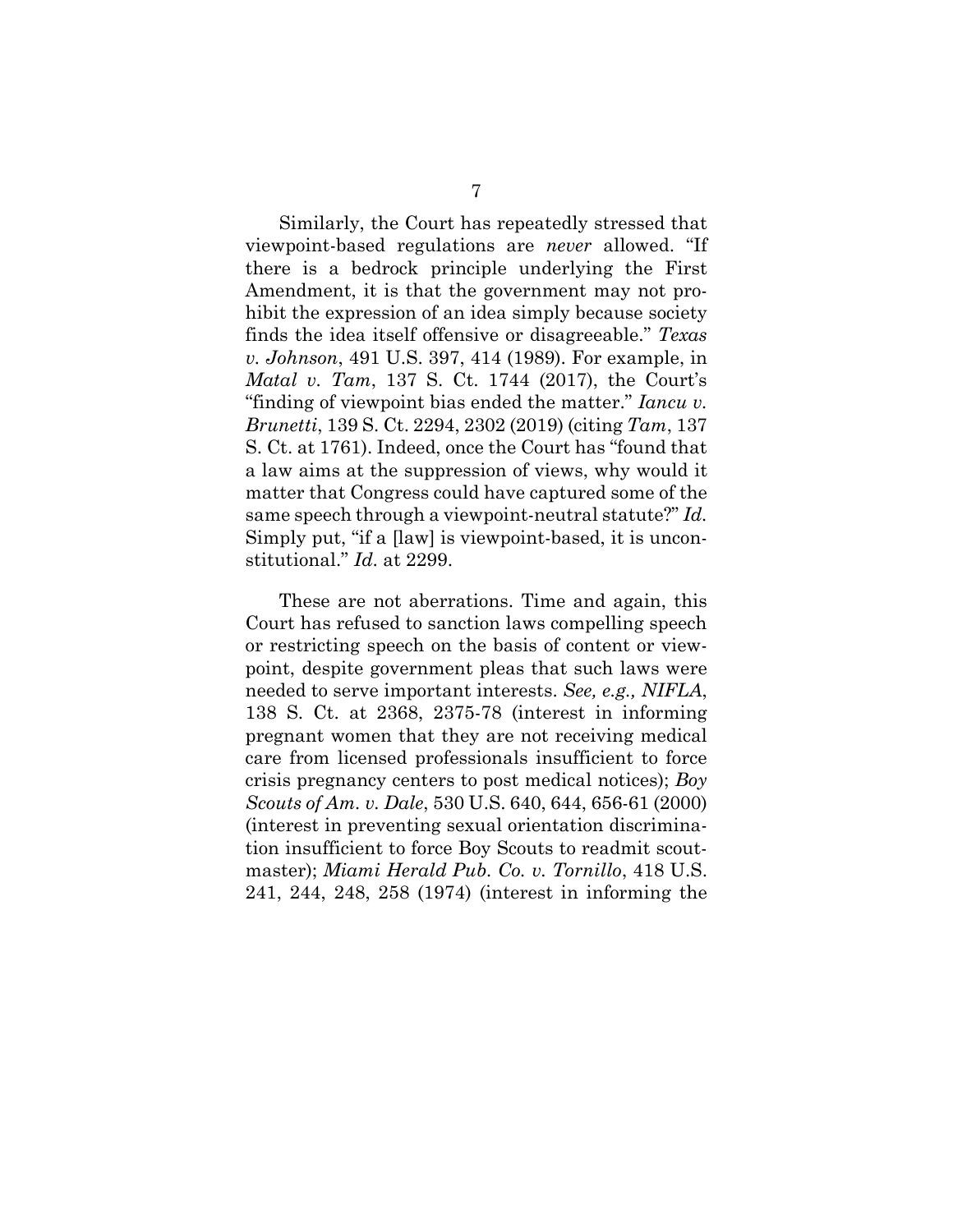Similarly, the Court has repeatedly stressed that viewpoint-based regulations are *never* allowed. "If there is a bedrock principle underlying the First Amendment, it is that the government may not prohibit the expression of an idea simply because society finds the idea itself offensive or disagreeable." *Texas v. Johnson*, 491 U.S. 397, 414 (1989). For example, in *Matal v. Tam*, 137 S. Ct. 1744 (2017), the Court's "finding of viewpoint bias ended the matter." *Iancu v. Brunetti*, 139 S. Ct. 2294, 2302 (2019) (citing *Tam*, 137 S. Ct. at 1761). Indeed, once the Court has "found that a law aims at the suppression of views, why would it matter that Congress could have captured some of the same speech through a viewpoint-neutral statute?" *Id.* Simply put, "if a [law] is viewpoint-based, it is unconstitutional." *Id.* at 2299.

These are not aberrations. Time and again, this Court has refused to sanction laws compelling speech or restricting speech on the basis of content or viewpoint, despite government pleas that such laws were needed to serve important interests. *See, e.g., NIFLA*, 138 S. Ct. at 2368, 2375-78 (interest in informing pregnant women that they are not receiving medical care from licensed professionals insufficient to force crisis pregnancy centers to post medical notices); *Boy Scouts of Am. v. Dale*, 530 U.S. 640, 644, 656-61 (2000) (interest in preventing sexual orientation discrimination insufficient to force Boy Scouts to readmit scoutmaster); *Miami Herald Pub. Co. v. Tornillo*, 418 U.S. 241, 244, 248, 258 (1974) (interest in informing the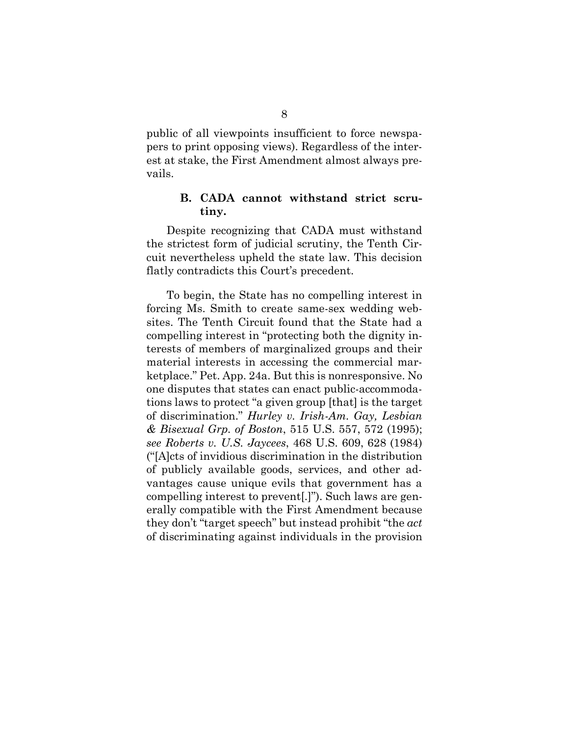public of all viewpoints insufficient to force newspapers to print opposing views). Regardless of the interest at stake, the First Amendment almost always prevails.

### B. CADA cannot withstand strict scrutiny.

Despite recognizing that CADA must withstand the strictest form of judicial scrutiny, the Tenth Circuit nevertheless upheld the state law. This decision flatly contradicts this Court's precedent.

To begin, the State has no compelling interest in forcing Ms. Smith to create same-sex wedding websites. The Tenth Circuit found that the State had a compelling interest in "protecting both the dignity interests of members of marginalized groups and their material interests in accessing the commercial marketplace." Pet. App. 24a. But this is nonresponsive. No one disputes that states can enact public-accommodations laws to protect "a given group [that] is the target of discrimination." *Hurley v. Irish-Am. Gay, Lesbian & Bisexual Grp. of Boston*, 515 U.S. 557, 572 (1995); *see Roberts v. U.S. Jaycees*, 468 U.S. 609, 628 (1984) ("[A]cts of invidious discrimination in the distribution of publicly available goods, services, and other advantages cause unique evils that government has a compelling interest to prevent[.]"). Such laws are generally compatible with the First Amendment because they don't "target speech" but instead prohibit "the *act* of discriminating against individuals in the provision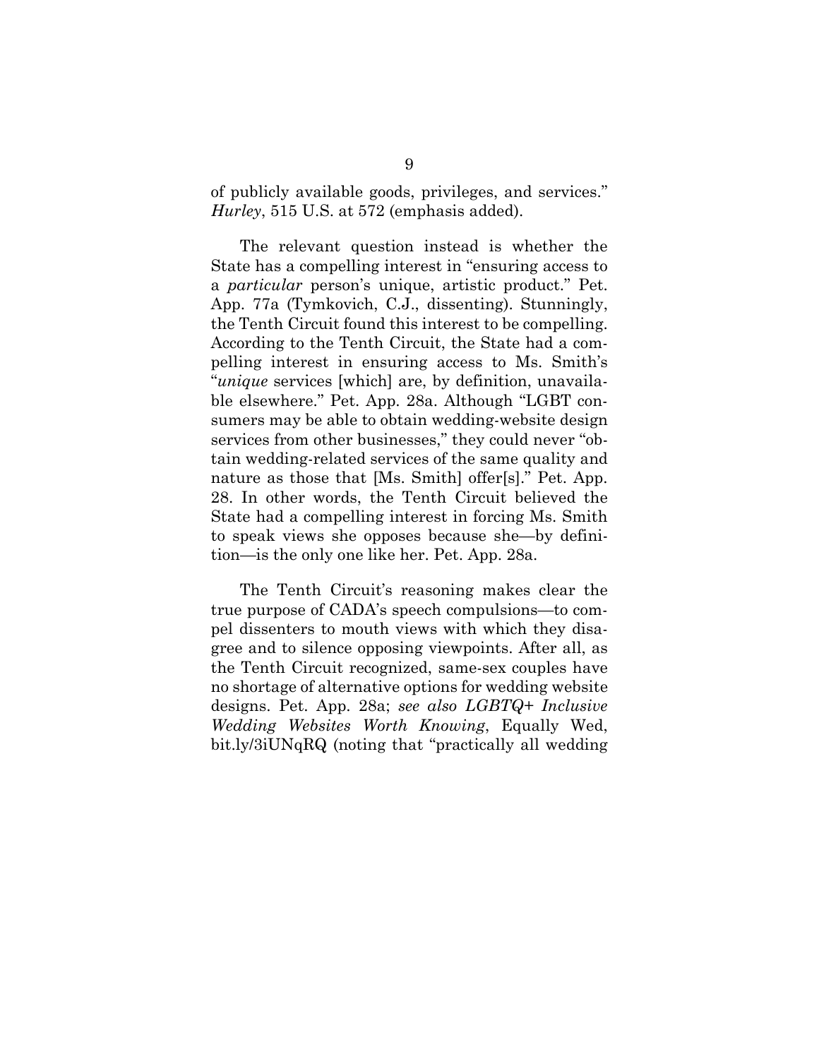of publicly available goods, privileges, and services." *Hurley*, 515 U.S. at 572 (emphasis added).

The relevant question instead is whether the State has a compelling interest in "ensuring access to a *particular* person's unique, artistic product." Pet. App. 77a (Tymkovich, C.J., dissenting). Stunningly, the Tenth Circuit found this interest to be compelling. According to the Tenth Circuit, the State had a compelling interest in ensuring access to Ms. Smith's "*unique* services [which] are, by definition, unavailable elsewhere." Pet. App. 28a. Although "LGBT consumers may be able to obtain wedding-website design services from other businesses," they could never "obtain wedding-related services of the same quality and nature as those that [Ms. Smith] offer[s]." Pet. App. 28. In other words, the Tenth Circuit believed the State had a compelling interest in forcing Ms. Smith to speak views she opposes because she—by definition—is the only one like her. Pet. App. 28a.

The Tenth Circuit's reasoning makes clear the true purpose of CADA's speech compulsions—to compel dissenters to mouth views with which they disagree and to silence opposing viewpoints. After all, as the Tenth Circuit recognized, same-sex couples have no shortage of alternative options for wedding website designs. Pet. App. 28a; *see also LGBTQ+ Inclusive Wedding Websites Worth Knowing*, Equally Wed, bit.ly/3iUNqRQ (noting that "practically all wedding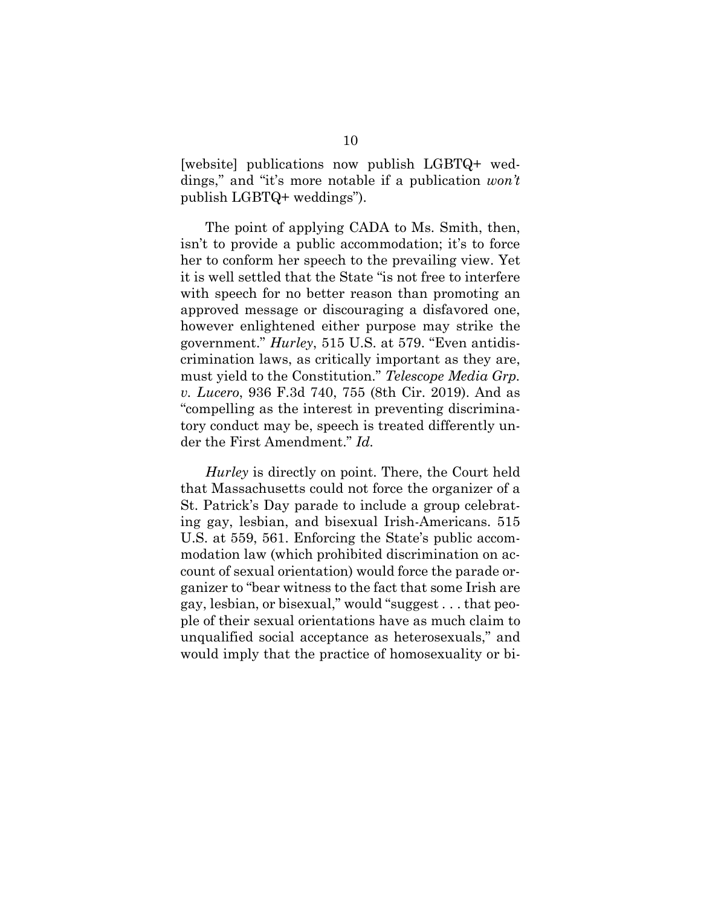[website] publications now publish LGBTQ+ weddings," and "it's more notable if a publication *won't* publish LGBTQ+ weddings").

The point of applying CADA to Ms. Smith, then, isn't to provide a public accommodation; it's to force her to conform her speech to the prevailing view. Yet it is well settled that the State "is not free to interfere with speech for no better reason than promoting an approved message or discouraging a disfavored one, however enlightened either purpose may strike the government." *Hurley*, 515 U.S. at 579. "Even antidiscrimination laws, as critically important as they are, must yield to the Constitution." *Telescope Media Grp. v. Lucero*, 936 F.3d 740, 755 (8th Cir. 2019). And as "compelling as the interest in preventing discriminatory conduct may be, speech is treated differently under the First Amendment." *Id.*

*Hurley* is directly on point. There, the Court held that Massachusetts could not force the organizer of a St. Patrick's Day parade to include a group celebrating gay, lesbian, and bisexual Irish-Americans. 515 U.S. at 559, 561. Enforcing the State's public accommodation law (which prohibited discrimination on account of sexual orientation) would force the parade organizer to "bear witness to the fact that some Irish are gay, lesbian, or bisexual," would "suggest . . . that people of their sexual orientations have as much claim to unqualified social acceptance as heterosexuals," and would imply that the practice of homosexuality or bi-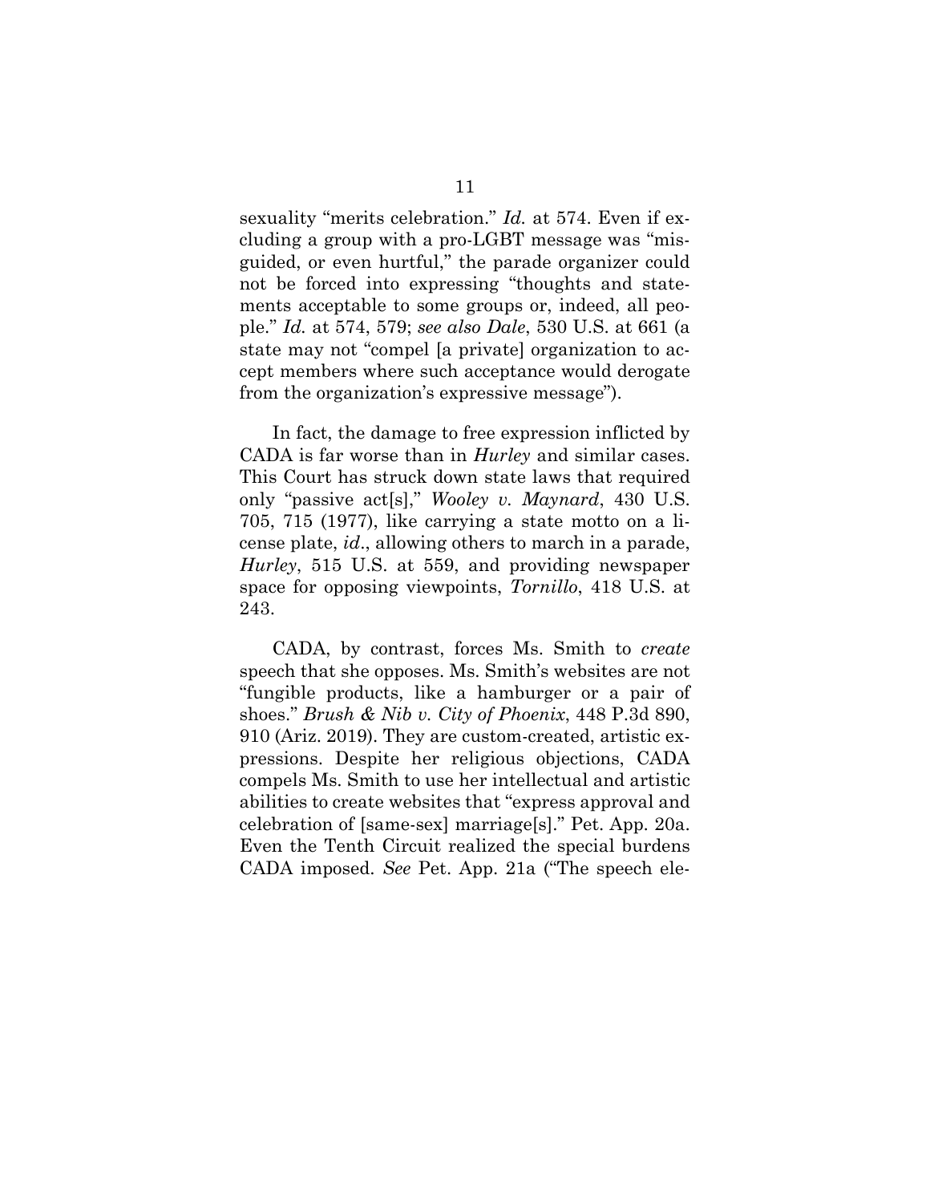sexuality "merits celebration." *Id.* at 574. Even if excluding a group with a pro-LGBT message was "misguided, or even hurtful," the parade organizer could not be forced into expressing "thoughts and statements acceptable to some groups or, indeed, all people." *Id.* at 574, 579; *see also Dale*, 530 U.S. at 661 (a state may not "compel [a private] organization to accept members where such acceptance would derogate from the organization's expressive message").

In fact, the damage to free expression inflicted by CADA is far worse than in *Hurley* and similar cases. This Court has struck down state laws that required only "passive act[s]," *Wooley v. Maynard*, 430 U.S. 705, 715 (1977), like carrying a state motto on a license plate, *id*., allowing others to march in a parade, *Hurley*, 515 U.S. at 559, and providing newspaper space for opposing viewpoints, *Tornillo*, 418 U.S. at 243.

CADA, by contrast, forces Ms. Smith to *create* speech that she opposes. Ms. Smith's websites are not "fungible products, like a hamburger or a pair of shoes." *Brush & Nib v. City of Phoenix*, 448 P.3d 890, 910 (Ariz. 2019). They are custom-created, artistic expressions. Despite her religious objections, CADA compels Ms. Smith to use her intellectual and artistic abilities to create websites that "express approval and celebration of [same-sex] marriage[s]." Pet. App. 20a. Even the Tenth Circuit realized the special burdens CADA imposed. *See* Pet. App. 21a ("The speech ele-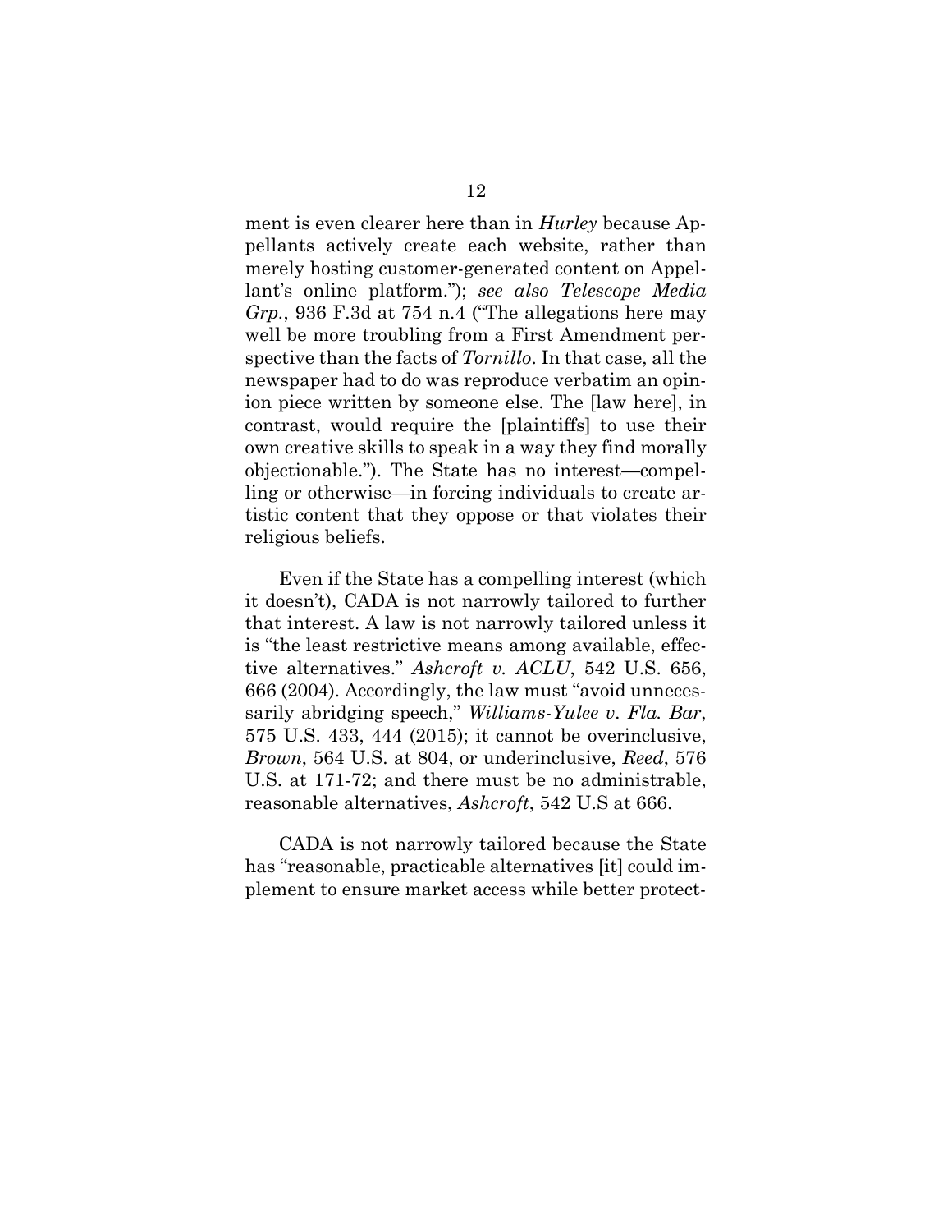ment is even clearer here than in *Hurley* because Appellants actively create each website, rather than merely hosting customer-generated content on Appellant's online platform."); *see also Telescope Media Grp.*, 936 F.3d at 754 n.4 ("The allegations here may well be more troubling from a First Amendment perspective than the facts of *Tornillo*. In that case, all the newspaper had to do was reproduce verbatim an opinion piece written by someone else. The [law here], in contrast, would require the [plaintiffs] to use their own creative skills to speak in a way they find morally objectionable."). The State has no interest—compelling or otherwise—in forcing individuals to create artistic content that they oppose or that violates their religious beliefs.

Even if the State has a compelling interest (which it doesn't), CADA is not narrowly tailored to further that interest. A law is not narrowly tailored unless it is "the least restrictive means among available, effective alternatives." *Ashcroft v. ACLU*, 542 U.S. 656, 666 (2004). Accordingly, the law must "avoid unnecessarily abridging speech," *Williams-Yulee v. Fla. Bar*, 575 U.S. 433, 444 (2015); it cannot be overinclusive, *Brown*, 564 U.S. at 804, or underinclusive, *Reed*, 576 U.S. at 171-72; and there must be no administrable, reasonable alternatives, *Ashcroft*, 542 U.S at 666.

CADA is not narrowly tailored because the State has "reasonable, practicable alternatives [it] could implement to ensure market access while better protect-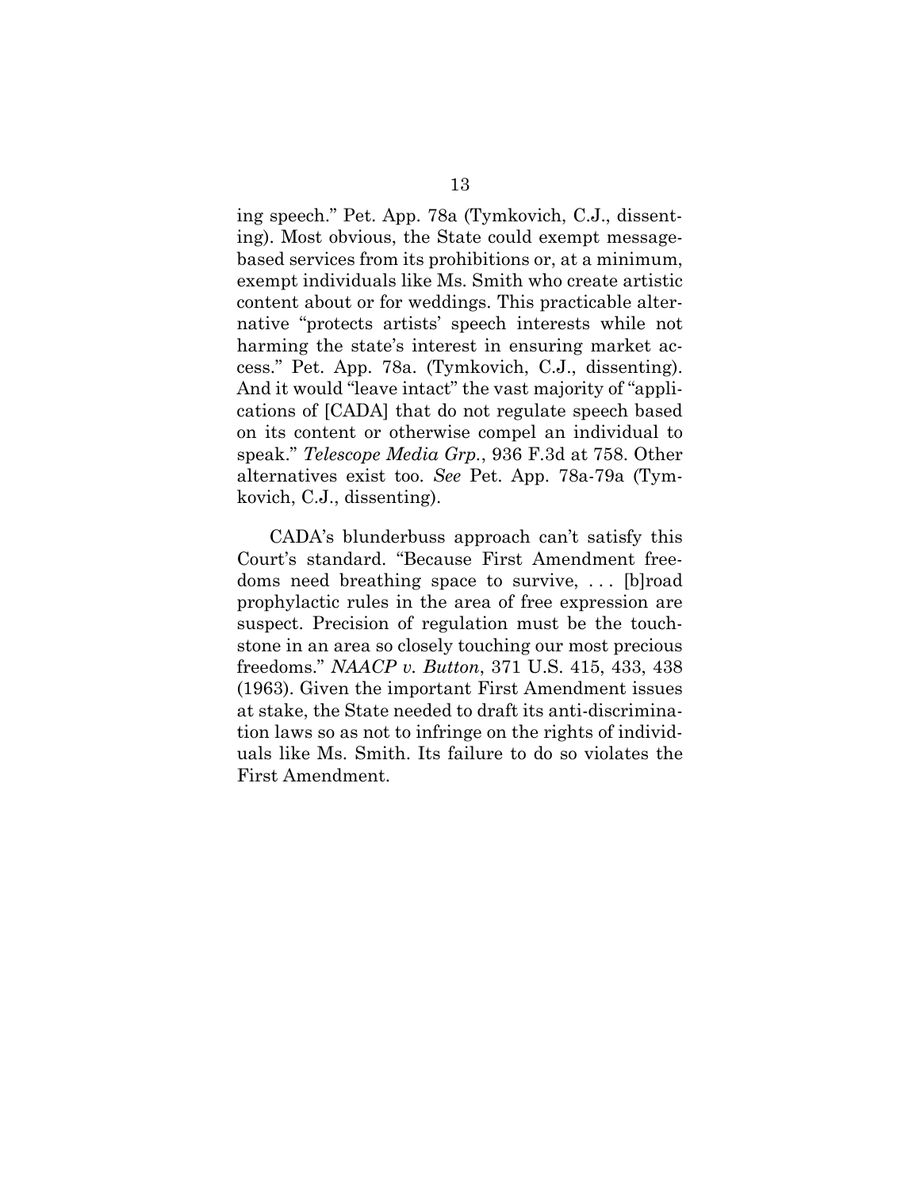ing speech." Pet. App. 78a (Tymkovich, C.J., dissenting). Most obvious, the State could exempt message-based services from its prohibitions or, at a minimum, exempt individuals like Ms. Smith who create artistic content about or for weddings. This practicable alternative "protects artists' speech interests while not harming the state's interest in ensuring market access." Pet. App. 78a. (Tymkovich, C.J., dissenting). And it would "leave intact" the vast majority of "applications of [CADA] that do not regulate speech based on its content or otherwise compel an individual to speak." *Telescope Media Grp.*, 936 F.3d at 758. Other alternatives exist too. *See* Pet. App. 78a-79a (Tymkovich, C.J., dissenting).

CADA's blunderbuss approach can't satisfy this Court's standard. "Because First Amendment freedoms need breathing space to survive, . . . [b]road prophylactic rules in the area of free expression are suspect. Precision of regulation must be the touchstone in an area so closely touching our most precious freedoms." *NAACP v. Button*, 371 U.S. 415, 433, 438 (1963). Given the important First Amendment issues at stake, the State needed to draft its anti-discrimination laws so as not to infringe on the rights of individuals like Ms. Smith. Its failure to do so violates the First Amendment.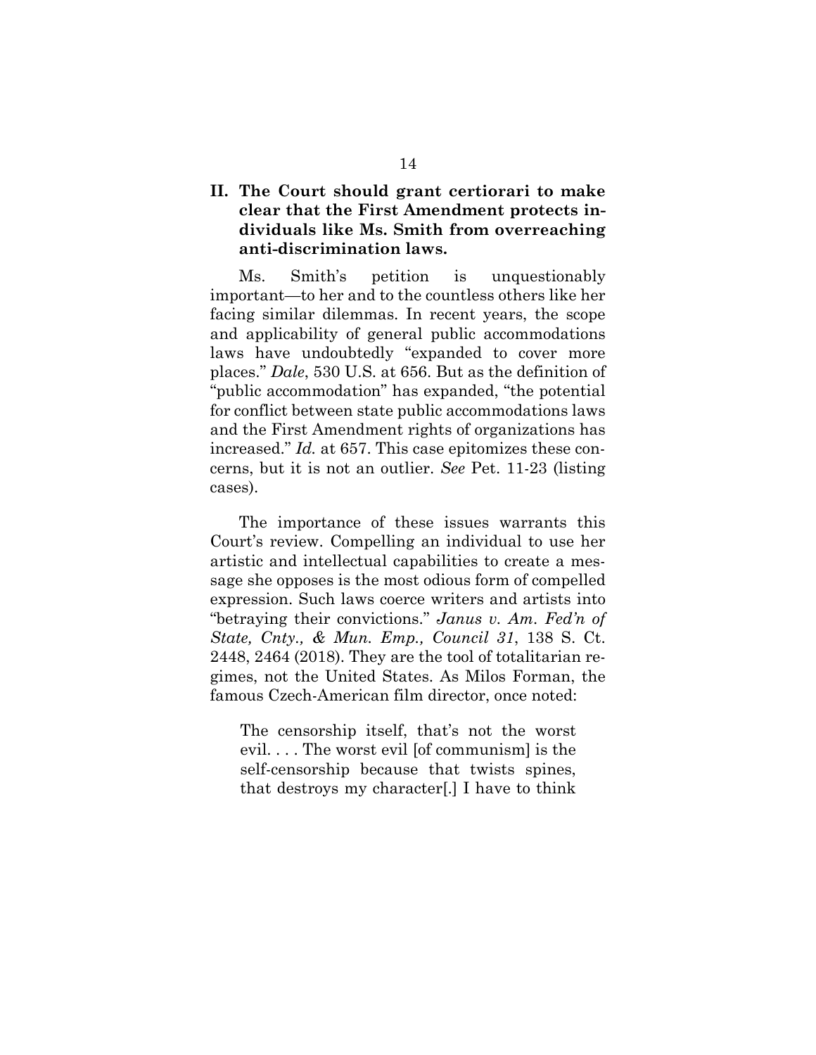## II. The Court should grant certiorari to make clear that the First Amendment protects individuals like Ms. Smith from overreaching anti-discrimination laws.

Ms. Smith's petition is unquestionably important—to her and to the countless others like her facing similar dilemmas. In recent years, the scope and applicability of general public accommodations laws have undoubtedly "expanded to cover more places." *Dale*, 530 U.S. at 656. But as the definition of "public accommodation" has expanded, "the potential for conflict between state public accommodations laws and the First Amendment rights of organizations has increased." *Id.* at 657. This case epitomizes these concerns, but it is not an outlier. *See* Pet. 11-23 (listing cases).

The importance of these issues warrants this Court's review. Compelling an individual to use her artistic and intellectual capabilities to create a message she opposes is the most odious form of compelled expression. Such laws coerce writers and artists into "betraying their convictions." *Janus v. Am. Fed'n of State, Cnty., & Mun. Emp., Council 31*, 138 S. Ct. 2448, 2464 (2018). They are the tool of totalitarian regimes, not the United States. As Milos Forman, the famous Czech-American film director, once noted:

> The censorship itself, that's not the worst evil. . . . The worst evil [of communism] is the self-censorship because that twists spines, that destroys my character[.] I have to think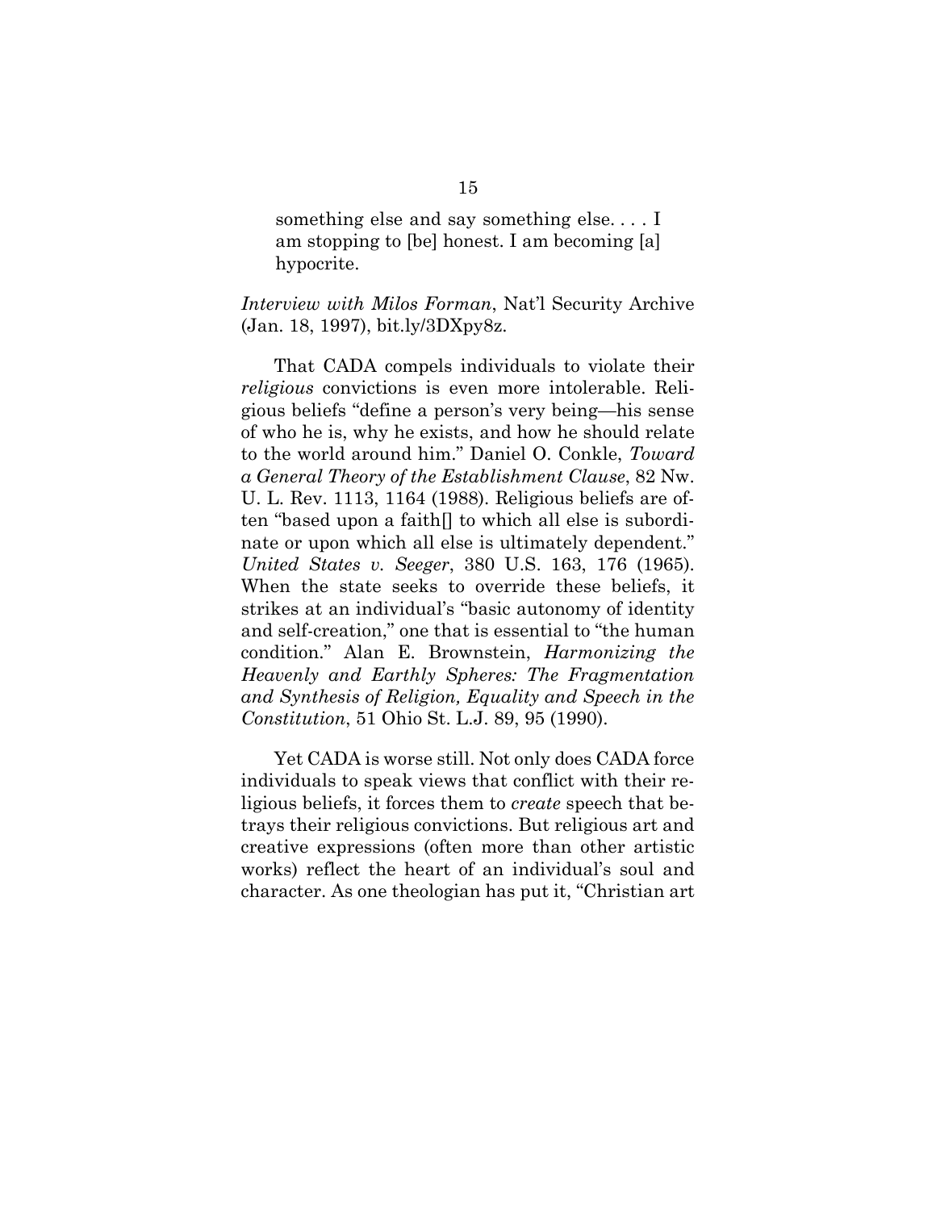> something else and say something else. . . . I am stopping to [be] honest. I am becoming [a] hypocrite.

*Interview with Milos Forman*, Nat'l Security Archive (Jan. 18, 1997), bit.ly/3DXpy8z.

That CADA compels individuals to violate their *religious* convictions is even more intolerable. Religious beliefs "define a person's very being—his sense of who he is, why he exists, and how he should relate to the world around him." Daniel O. Conkle, *Toward a General Theory of the Establishment Clause*, 82 Nw. U. L. Rev. 1113, 1164 (1988). Religious beliefs are often "based upon a faith[] to which all else is subordinate or upon which all else is ultimately dependent." *United States v. Seeger*, 380 U.S. 163, 176 (1965). When the state seeks to override these beliefs, it strikes at an individual's "basic autonomy of identity and self-creation," one that is essential to "the human condition." Alan E. Brownstein, *Harmonizing the Heavenly and Earthly Spheres: The Fragmentation and Synthesis of Religion, Equality and Speech in the Constitution*, 51 Ohio St. L.J. 89, 95 (1990).

Yet CADA is worse still. Not only does CADA force individuals to speak views that conflict with their religious beliefs, it forces them to *create* speech that betrays their religious convictions. But religious art and creative expressions (often more than other artistic works) reflect the heart of an individual's soul and character. As one theologian has put it, "Christian art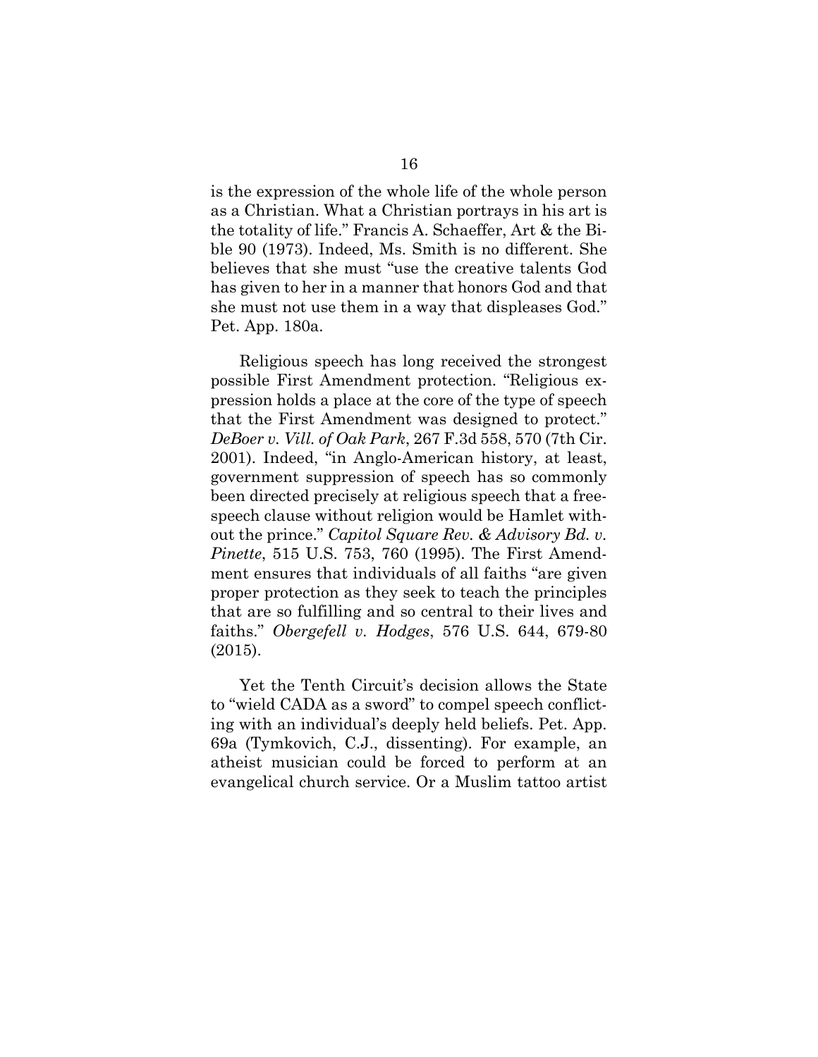is the expression of the whole life of the whole person as a Christian. What a Christian portrays in his art is the totality of life." Francis A. Schaeffer, Art & the Bible 90 (1973). Indeed, Ms. Smith is no different. She believes that she must "use the creative talents God has given to her in a manner that honors God and that she must not use them in a way that displeases God." Pet. App. 180a.

Religious speech has long received the strongest possible First Amendment protection. "Religious expression holds a place at the core of the type of speech that the First Amendment was designed to protect." *DeBoer v. Vill. of Oak Park*, 267 F.3d 558, 570 (7th Cir. 2001). Indeed, "in Anglo-American history, at least, government suppression of speech has so commonly been directed precisely at religious speech that a free-speech clause without religion would be Hamlet without the prince." *Capitol Square Rev. & Advisory Bd. v. Pinette*, 515 U.S. 753, 760 (1995). The First Amendment ensures that individuals of all faiths "are given proper protection as they seek to teach the principles that are so fulfilling and so central to their lives and faiths." *Obergefell v. Hodges*, 576 U.S. 644, 679-80 (2015).

Yet the Tenth Circuit's decision allows the State to "wield CADA as a sword" to compel speech conflicting with an individual's deeply held beliefs. Pet. App. 69a (Tymkovich, C.J., dissenting). For example, an atheist musician could be forced to perform at an evangelical church service. Or a Muslim tattoo artist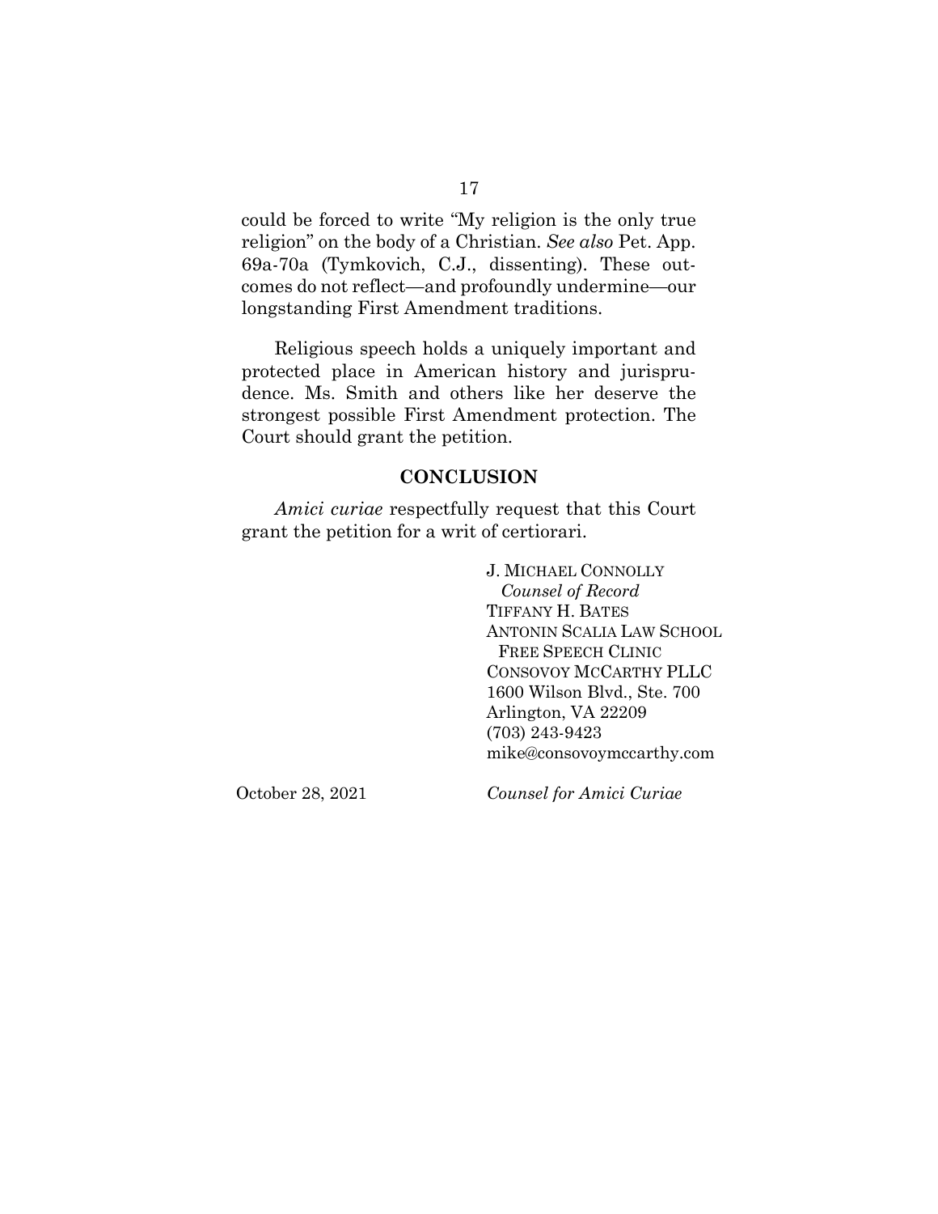could be forced to write "My religion is the only true religion" on the body of a Christian. *See also* Pet. App. 69a-70a (Tymkovich, C.J., dissenting). These outcomes do not reflect—and profoundly undermine—our longstanding First Amendment traditions.

Religious speech holds a uniquely important and protected place in American history and jurisprudence. Ms. Smith and others like her deserve the strongest possible First Amendment protection. The Court should grant the petition.

## CONCLUSION

*Amici curiae* respectfully request that this Court grant the petition for a writ of certiorari.

J. MICHAEL CONNOLLY
*Counsel of Record*
TIFFANY H. BATES
ANTONIN SCALIA LAW SCHOOL
FREE SPEECH CLINIC
CONSOVOY MCCARTHY PLLC
1600 Wilson Blvd., Ste. 700
Arlington, VA 22209
(703) 243-9423
mike@consovoymccarthy.com

October 28, 2021

*Counsel for Amici Curiae*